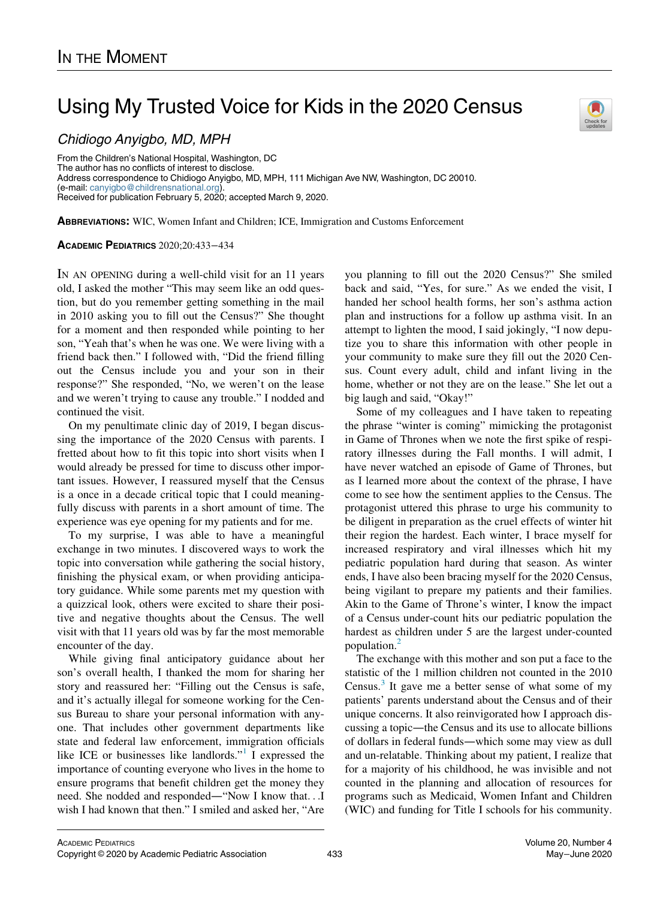IN THE MOMENT

# Using My Trusted Voice for Kids in the 2020 Census

*Chidiogo Anyigbo, MD, MPH*

From the Children's National Hospital, Washington, DC
The author has no conflicts of interest to disclose.
Address correspondence to Chidiogo Anyigbo, MD, MPH, 111 Michigan Ave NW, Washington, DC 20010. (e-mail: canyigbo@childrensnational.org).
Received for publication February 5, 2020; accepted March 9, 2020.

**ABBREVIATIONS:** WIC, Women Infant and Children; ICE, Immigration and Customs Enforcement

**ACADEMIC PEDIATRICS** 2020;20:433−434

IN AN OPENING during a well-child visit for an 11 years old, I asked the mother "This may seem like an odd question, but do you remember getting something in the mail in 2010 asking you to fill out the Census?" She thought for a moment and then responded while pointing to her son, "Yeah that's when he was one. We were living with a friend back then." I followed with, "Did the friend filling out the Census include you and your son in their response?" She responded, "No, we weren't on the lease and we weren't trying to cause any trouble." I nodded and continued the visit.

On my penultimate clinic day of 2019, I began discussing the importance of the 2020 Census with parents. I fretted about how to fit this topic into short visits when I would already be pressed for time to discuss other important issues. However, I reassured myself that the Census is a once in a decade critical topic that I could meaningfully discuss with parents in a short amount of time. The experience was eye opening for my patients and for me.

To my surprise, I was able to have a meaningful exchange in two minutes. I discovered ways to work the topic into conversation while gathering the social history, finishing the physical exam, or when providing anticipatory guidance. While some parents met my question with a quizzical look, others were excited to share their positive and negative thoughts about the Census. The well visit with that 11 years old was by far the most memorable encounter of the day.

While giving final anticipatory guidance about her son's overall health, I thanked the mom for sharing her story and reassured her: "Filling out the Census is safe, and it's actually illegal for someone working for the Census Bureau to share your personal information with anyone. That includes other government departments like state and federal law enforcement, immigration officials like ICE or businesses like landlords."[1] I expressed the importance of counting everyone who lives in the home to ensure programs that benefit children get the money they need. She nodded and responded—"Now I know that. . .I wish I had known that then." I smiled and asked her, "Are you planning to fill out the 2020 Census?" She smiled back and said, "Yes, for sure." As we ended the visit, I handed her school health forms, her son's asthma action plan and instructions for a follow up asthma visit. In an attempt to lighten the mood, I said jokingly, "I now deputize you to share this information with other people in your community to make sure they fill out the 2020 Census. Count every adult, child and infant living in the home, whether or not they are on the lease." She let out a big laugh and said, "Okay!"

Some of my colleagues and I have taken to repeating the phrase "winter is coming" mimicking the protagonist in Game of Thrones when we note the first spike of respiratory illnesses during the Fall months. I will admit, I have never watched an episode of Game of Thrones, but as I learned more about the context of the phrase, I have come to see how the sentiment applies to the Census. The protagonist uttered this phrase to urge his community to be diligent in preparation as the cruel effects of winter hit their region the hardest. Each winter, I brace myself for increased respiratory and viral illnesses which hit my pediatric population hard during that season. As winter ends, I have also been bracing myself for the 2020 Census, being vigilant to prepare my patients and their families. Akin to the Game of Throne's winter, I know the impact of a Census under-count hits our pediatric population the hardest as children under 5 are the largest under-counted population.[2]

The exchange with this mother and son put a face to the statistic of the 1 million children not counted in the 2010 Census.[3] It gave me a better sense of what some of my patients' parents understand about the Census and of their unique concerns. It also reinvigorated how I approach discussing a topic—the Census and its use to allocate billions of dollars in federal funds—which some may view as dull and un-relatable. Thinking about my patient, I realize that for a majority of his childhood, he was invisible and not counted in the planning and allocation of resources for programs such as Medicaid, Women Infant and Children (WIC) and funding for Title I schools for his community.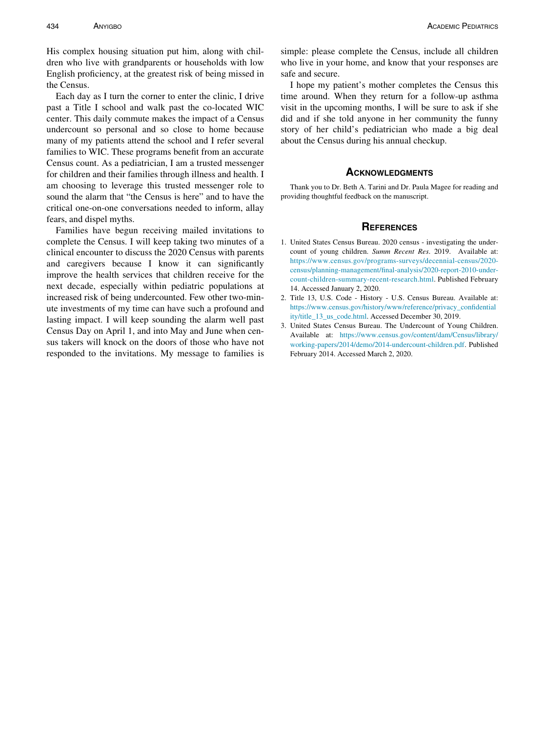His complex housing situation put him, along with children who live with grandparents or households with low English proficiency, at the greatest risk of being missed in the Census.

Each day as I turn the corner to enter the clinic, I drive past a Title I school and walk past the co-located WIC center. This daily commute makes the impact of a Census undercount so personal and so close to home because many of my patients attend the school and I refer several families to WIC. These programs benefit from an accurate Census count. As a pediatrician, I am a trusted messenger for children and their families through illness and health. I am choosing to leverage this trusted messenger role to sound the alarm that "the Census is here" and to have the critical one-on-one conversations needed to inform, allay fears, and dispel myths.

Families have begun receiving mailed invitations to complete the Census. I will keep taking two minutes of a clinical encounter to discuss the 2020 Census with parents and caregivers because I know it can significantly improve the health services that children receive for the next decade, especially within pediatric populations at increased risk of being undercounted. Few other two-minute investments of my time can have such a profound and lasting impact. I will keep sounding the alarm well past Census Day on April 1, and into May and June when census takers will knock on the doors of those who have not responded to the invitations. My message to families is simple: please complete the Census, include all children who live in your home, and know that your responses are safe and secure.

I hope my patient's mother completes the Census this time around. When they return for a follow-up asthma visit in the upcoming months, I will be sure to ask if she did and if she told anyone in her community the funny story of her child's pediatrician who made a big deal about the Census during his annual checkup.

## Acknowledgments

Thank you to Dr. Beth A. Tarini and Dr. Paula Magee for reading and providing thoughtful feedback on the manuscript.

## References

1. United States Census Bureau. 2020 census - investigating the undercount of young children. *Summ Recent Res*. 2019. Available at: https://www.census.gov/programs-surveys/decennial-census/2020-census/planning-management/final-analysis/2020-report-2010-undercount-children-summary-recent-research.html. Published February 14. Accessed January 2, 2020.
2. Title 13, U.S. Code - History - U.S. Census Bureau. Available at: https://www.census.gov/history/www/reference/privacy_confidentiality/title_13_us_code.html. Accessed December 30, 2019.
3. United States Census Bureau. The Undercount of Young Children. Available at: https://www.census.gov/content/dam/Census/library/working-papers/2014/demo/2014-undercount-children.pdf. Published February 2014. Accessed March 2, 2020.